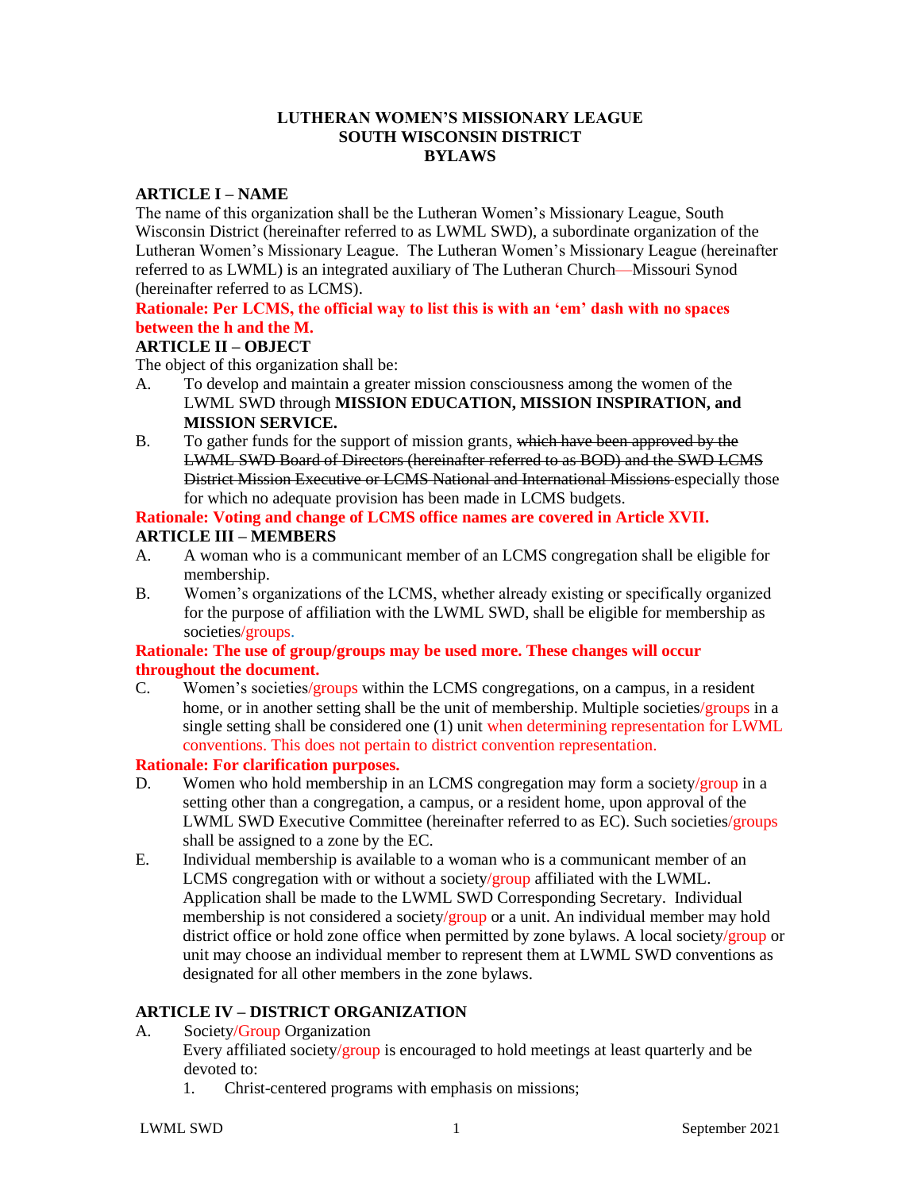# LUTHERAN WOMEN'S MISSIONARY LEAGUE
# SOUTH WISCONSIN DISTRICT
# BYLAWS

## ARTICLE I – NAME

The name of this organization shall be the Lutheran Women's Missionary League, South Wisconsin District (hereinafter referred to as LWML SWD), a subordinate organization of the Lutheran Women's Missionary League. The Lutheran Women's Missionary League (hereinafter referred to as LWML) is an integrated auxiliary of The Lutheran Church—Missouri Synod (hereinafter referred to as LCMS).

**Rationale: Per LCMS, the official way to list this is with an 'em' dash with no spaces between the h and the M.**

## ARTICLE II – OBJECT

The object of this organization shall be:

A. To develop and maintain a greater mission consciousness among the women of the LWML SWD through **MISSION EDUCATION, MISSION INSPIRATION, and MISSION SERVICE.**

B. To gather funds for the support of mission grants, ~~which have been approved by the LWML SWD Board of Directors (hereinafter referred to as BOD) and the SWD LCMS District Mission Executive or LCMS National and International Missions~~ especially those for which no adequate provision has been made in LCMS budgets.

**Rationale: Voting and change of LCMS office names are covered in Article XVII.**

## ARTICLE III – MEMBERS

A. A woman who is a communicant member of an LCMS congregation shall be eligible for membership.

B. Women's organizations of the LCMS, whether already existing or specifically organized for the purpose of affiliation with the LWML SWD, shall be eligible for membership as societies/groups.

**Rationale: The use of group/groups may be used more. These changes will occur throughout the document.**

C. Women's societies/groups within the LCMS congregations, on a campus, in a resident home, or in another setting shall be the unit of membership. Multiple societies/groups in a single setting shall be considered one (1) unit when determining representation for LWML conventions. This does not pertain to district convention representation.

**Rationale: For clarification purposes.**

D. Women who hold membership in an LCMS congregation may form a society/group in a setting other than a congregation, a campus, or a resident home, upon approval of the LWML SWD Executive Committee (hereinafter referred to as EC). Such societies/groups shall be assigned to a zone by the EC.

E. Individual membership is available to a woman who is a communicant member of an LCMS congregation with or without a society/group affiliated with the LWML. Application shall be made to the LWML SWD Corresponding Secretary. Individual membership is not considered a society/group or a unit. An individual member may hold district office or hold zone office when permitted by zone bylaws. A local society/group or unit may choose an individual member to represent them at LWML SWD conventions as designated for all other members in the zone bylaws.

## ARTICLE IV – DISTRICT ORGANIZATION

A. Society/Group Organization

Every affiliated society/group is encouraged to hold meetings at least quarterly and be devoted to:

1. Christ-centered programs with emphasis on missions;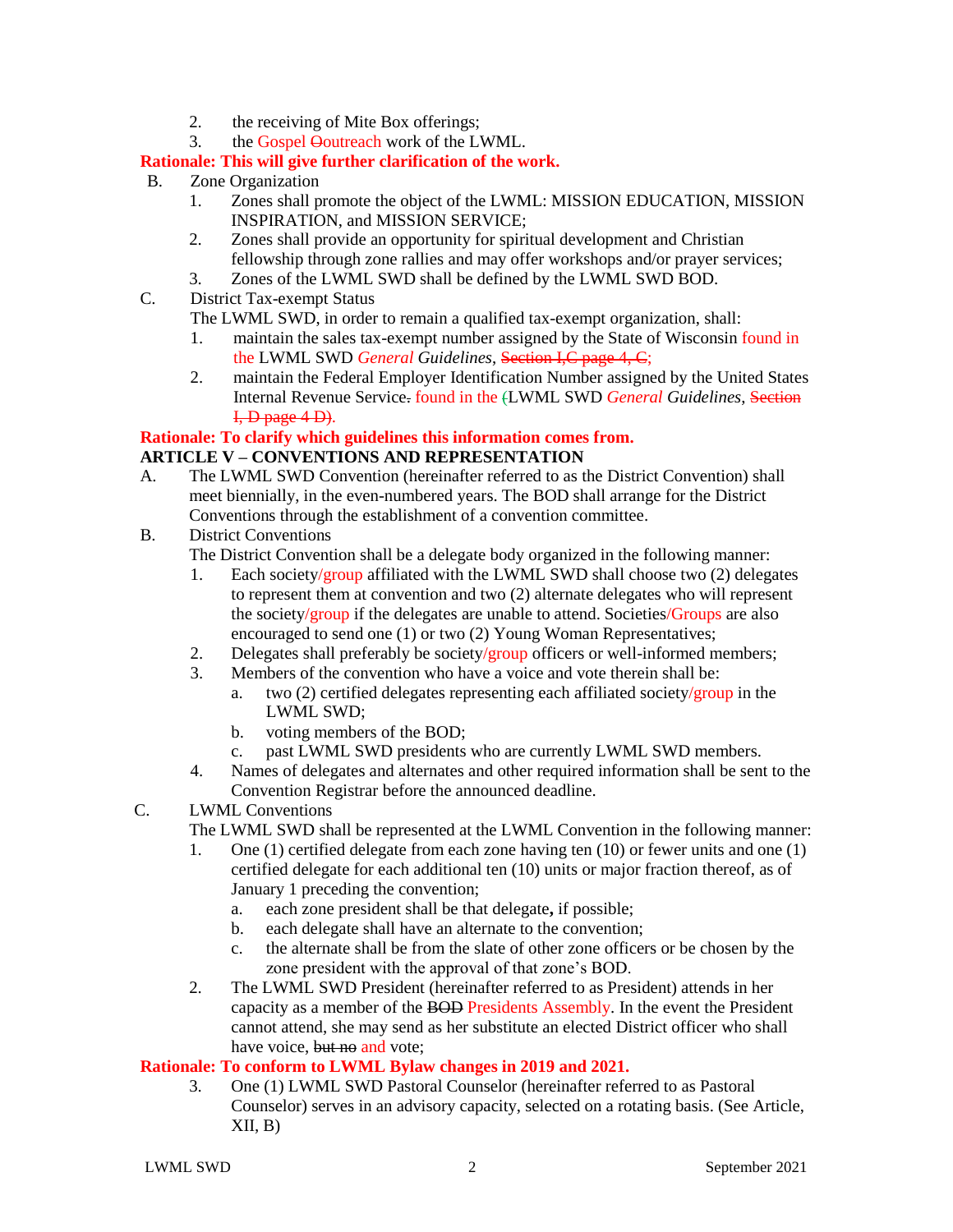2. the receiving of Mite Box offerings;
3. the Gospel ~~O~~outreach work of the LWML.

**Rationale: This will give further clarification of the work.**

B. Zone Organization
   1. Zones shall promote the object of the LWML: MISSION EDUCATION, MISSION INSPIRATION, and MISSION SERVICE;
   2. Zones shall provide an opportunity for spiritual development and Christian fellowship through zone rallies and may offer workshops and/or prayer services;
   3. Zones of the LWML SWD shall be defined by the LWML SWD BOD.

C. District Tax-exempt Status

   The LWML SWD, in order to remain a qualified tax-exempt organization, shall:
   1. maintain the sales tax-exempt number assigned by the State of Wisconsin found in the LWML SWD *General Guidelines*, ~~Section I,C page 4, C~~;
   2. maintain the Federal Employer Identification Number assigned by the United States Internal Revenue Service~~.~~ found in the ~~(~~LWML SWD *General Guidelines*, ~~Section I, D page 4 D)~~.

**Rationale: To clarify which guidelines this information comes from.**

**ARTICLE V – CONVENTIONS AND REPRESENTATION**

A. The LWML SWD Convention (hereinafter referred to as the District Convention) shall meet biennially, in the even-numbered years. The BOD shall arrange for the District Conventions through the establishment of a convention committee.

B. District Conventions

   The District Convention shall be a delegate body organized in the following manner:
   1. Each society/group affiliated with the LWML SWD shall choose two (2) delegates to represent them at convention and two (2) alternate delegates who will represent the society/group if the delegates are unable to attend. Societies/Groups are also encouraged to send one (1) or two (2) Young Woman Representatives;
   2. Delegates shall preferably be society/group officers or well-informed members;
   3. Members of the convention who have a voice and vote therein shall be:
      a. two (2) certified delegates representing each affiliated society/group in the LWML SWD;
      b. voting members of the BOD;
      c. past LWML SWD presidents who are currently LWML SWD members.
   4. Names of delegates and alternates and other required information shall be sent to the Convention Registrar before the announced deadline.

C. LWML Conventions

   The LWML SWD shall be represented at the LWML Convention in the following manner:
   1. One (1) certified delegate from each zone having ten (10) or fewer units and one (1) certified delegate for each additional ten (10) units or major fraction thereof, as of January 1 preceding the convention;
      a. each zone president shall be that delegate**,** if possible;
      b. each delegate shall have an alternate to the convention;
      c. the alternate shall be from the slate of other zone officers or be chosen by the zone president with the approval of that zone's BOD.
   2. The LWML SWD President (hereinafter referred to as President) attends in her capacity as a member of the ~~BOD~~ Presidents Assembly. In the event the President cannot attend, she may send as her substitute an elected District officer who shall have voice, ~~but no~~ and vote;

**Rationale: To conform to LWML Bylaw changes in 2019 and 2021.**

   3. One (1) LWML SWD Pastoral Counselor (hereinafter referred to as Pastoral Counselor) serves in an advisory capacity, selected on a rotating basis. (See Article, XII, B)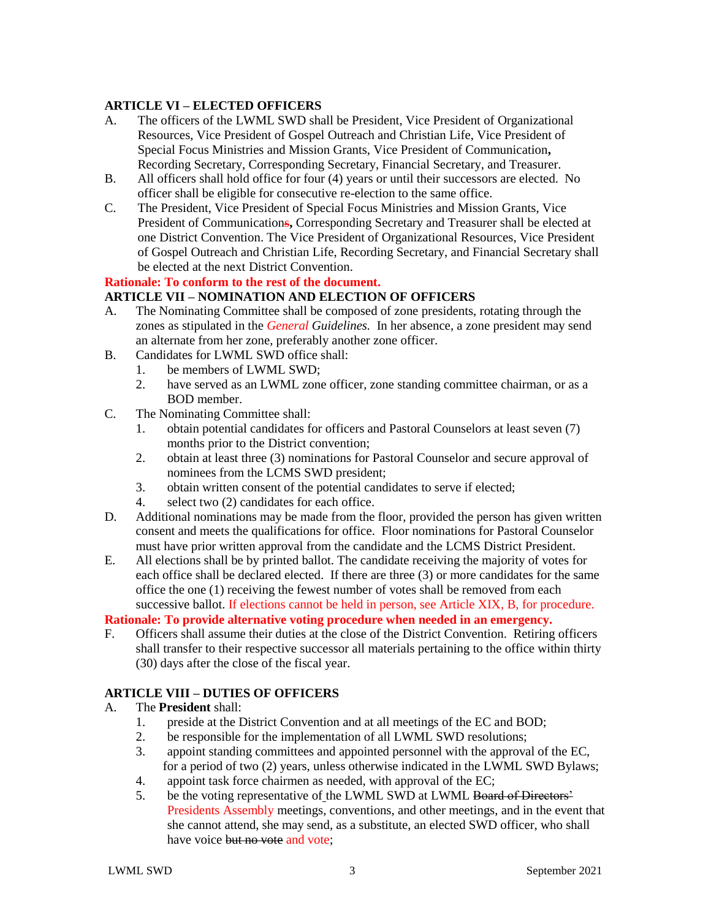### ARTICLE VI – ELECTED OFFICERS

A. The officers of the LWML SWD shall be President, Vice President of Organizational Resources, Vice President of Gospel Outreach and Christian Life, Vice President of Special Focus Ministries and Mission Grants, Vice President of Communication**,** Recording Secretary, Corresponding Secretary, Financial Secretary, and Treasurer.

B. All officers shall hold office for four (4) years or until their successors are elected. No officer shall be eligible for consecutive re-election to the same office.

C. The President, Vice President of Special Focus Ministries and Mission Grants, Vice President of Communication~~s~~**,** Corresponding Secretary and Treasurer shall be elected at one District Convention. The Vice President of Organizational Resources, Vice President of Gospel Outreach and Christian Life, Recording Secretary, and Financial Secretary shall be elected at the next District Convention.

**Rationale: To conform to the rest of the document.**

### ARTICLE VII – NOMINATION AND ELECTION OF OFFICERS

A. The Nominating Committee shall be composed of zone presidents, rotating through the zones as stipulated in the *General Guidelines.* In her absence, a zone president may send an alternate from her zone, preferably another zone officer.

B. Candidates for LWML SWD office shall:
   1. be members of LWML SWD;
   2. have served as an LWML zone officer, zone standing committee chairman, or as a BOD member.

C. The Nominating Committee shall:
   1. obtain potential candidates for officers and Pastoral Counselors at least seven (7) months prior to the District convention;
   2. obtain at least three (3) nominations for Pastoral Counselor and secure approval of nominees from the LCMS SWD president;
   3. obtain written consent of the potential candidates to serve if elected;
   4. select two (2) candidates for each office.

D. Additional nominations may be made from the floor, provided the person has given written consent and meets the qualifications for office. Floor nominations for Pastoral Counselor must have prior written approval from the candidate and the LCMS District President.

E. All elections shall be by printed ballot. The candidate receiving the majority of votes for each office shall be declared elected. If there are three (3) or more candidates for the same office the one (1) receiving the fewest number of votes shall be removed from each successive ballot. If elections cannot be held in person, see Article XIX, B, for procedure.

**Rationale: To provide alternative voting procedure when needed in an emergency.**

F. Officers shall assume their duties at the close of the District Convention. Retiring officers shall transfer to their respective successor all materials pertaining to the office within thirty (30) days after the close of the fiscal year.

### ARTICLE VIII – DUTIES OF OFFICERS

A. The **President** shall:
   1. preside at the District Convention and at all meetings of the EC and BOD;
   2. be responsible for the implementation of all LWML SWD resolutions;
   3. appoint standing committees and appointed personnel with the approval of the EC, for a period of two (2) years, unless otherwise indicated in the LWML SWD Bylaws;
   4. appoint task force chairmen as needed, with approval of the EC;
   5. be the voting representative of the LWML SWD at LWML ~~Board of Directors'~~ Presidents Assembly meetings, conventions, and other meetings, and in the event that she cannot attend, she may send, as a substitute, an elected SWD officer, who shall have voice ~~but no vote~~ and vote;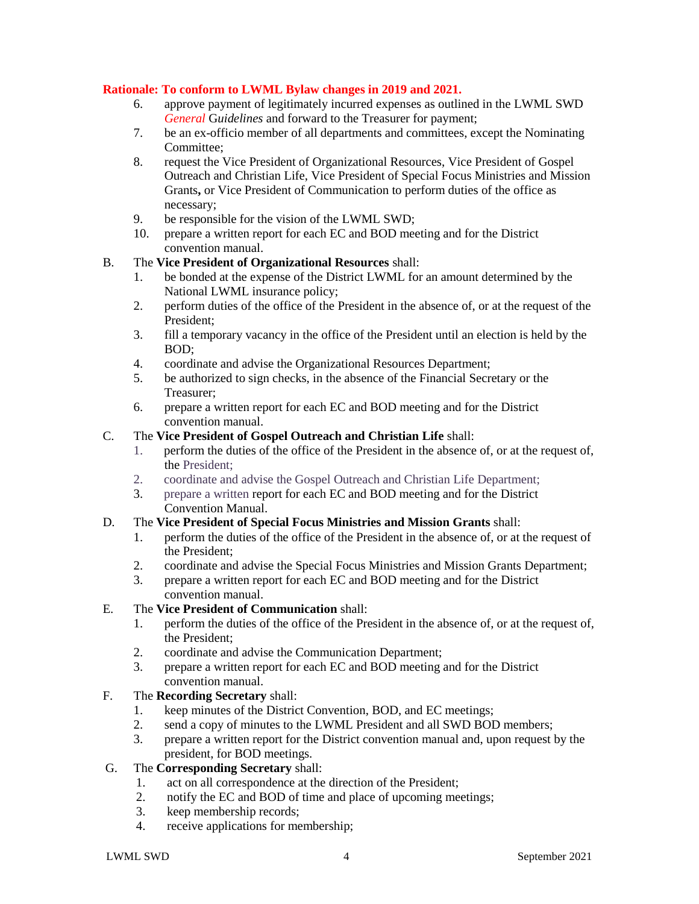**Rationale: To conform to LWML Bylaw changes in 2019 and 2021.**

6. approve payment of legitimately incurred expenses as outlined in the LWML SWD *General Guidelines* and forward to the Treasurer for payment;
7. be an ex-officio member of all departments and committees, except the Nominating Committee;
8. request the Vice President of Organizational Resources, Vice President of Gospel Outreach and Christian Life, Vice President of Special Focus Ministries and Mission Grants**,** or Vice President of Communication to perform duties of the office as necessary;
9. be responsible for the vision of the LWML SWD;
10. prepare a written report for each EC and BOD meeting and for the District convention manual.

B. The **Vice President of Organizational Resources** shall:
1. be bonded at the expense of the District LWML for an amount determined by the National LWML insurance policy;
2. perform duties of the office of the President in the absence of, or at the request of the President;
3. fill a temporary vacancy in the office of the President until an election is held by the BOD;
4. coordinate and advise the Organizational Resources Department;
5. be authorized to sign checks, in the absence of the Financial Secretary or the Treasurer;
6. prepare a written report for each EC and BOD meeting and for the District convention manual.

C. The **Vice President of Gospel Outreach and Christian Life** shall:
1. perform the duties of the office of the President in the absence of, or at the request of, the President;
2. coordinate and advise the Gospel Outreach and Christian Life Department;
3. prepare a written report for each EC and BOD meeting and for the District Convention Manual.

D. The **Vice President of Special Focus Ministries and Mission Grants** shall:
1. perform the duties of the office of the President in the absence of, or at the request of the President;
2. coordinate and advise the Special Focus Ministries and Mission Grants Department;
3. prepare a written report for each EC and BOD meeting and for the District convention manual.

E. The **Vice President of Communication** shall:
1. perform the duties of the office of the President in the absence of, or at the request of, the President;
2. coordinate and advise the Communication Department;
3. prepare a written report for each EC and BOD meeting and for the District convention manual.

F. The **Recording Secretary** shall:
1. keep minutes of the District Convention, BOD, and EC meetings;
2. send a copy of minutes to the LWML President and all SWD BOD members;
3. prepare a written report for the District convention manual and, upon request by the president, for BOD meetings.

G. The **Corresponding Secretary** shall:
1. act on all correspondence at the direction of the President;
2. notify the EC and BOD of time and place of upcoming meetings;
3. keep membership records;
4. receive applications for membership;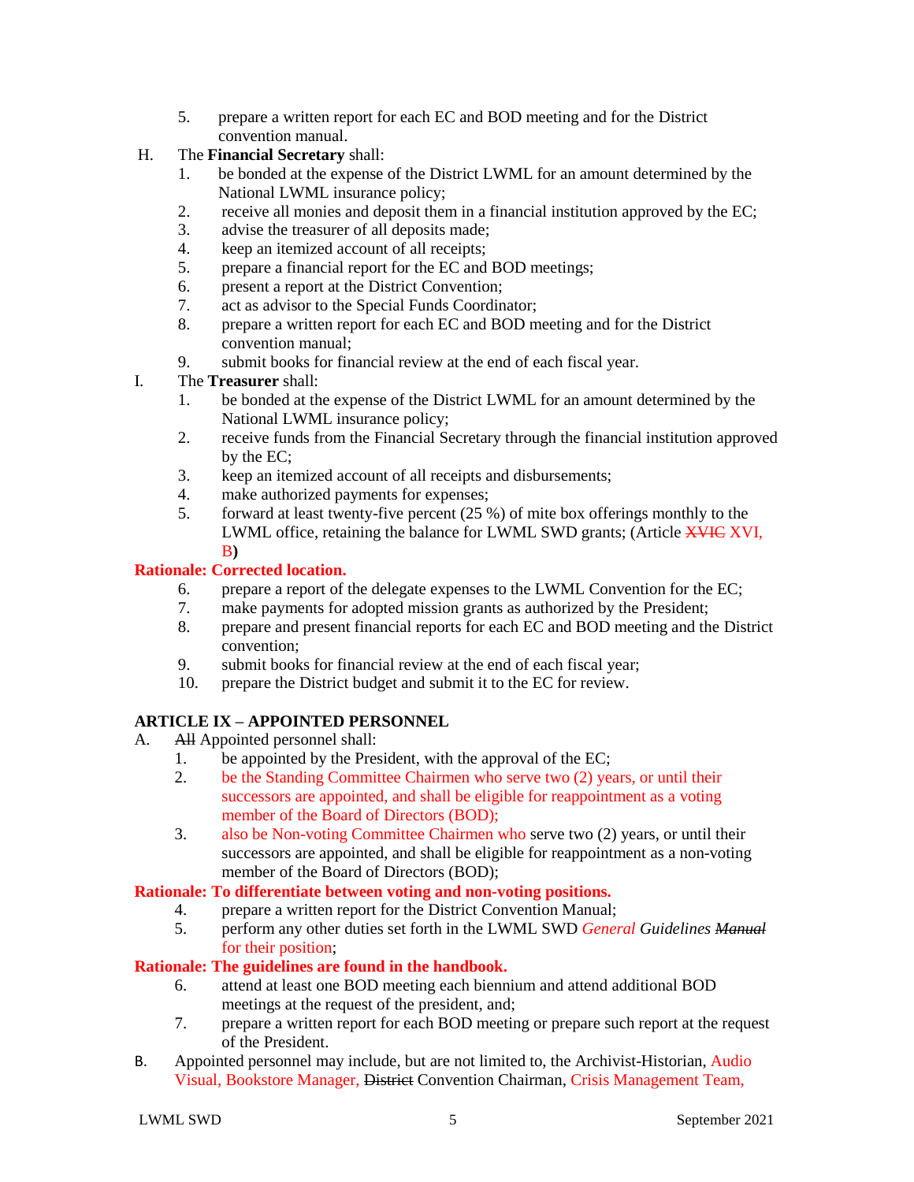5. prepare a written report for each EC and BOD meeting and for the District convention manual.

H. The **Financial Secretary** shall:
   1. be bonded at the expense of the District LWML for an amount determined by the National LWML insurance policy;
   2. receive all monies and deposit them in a financial institution approved by the EC;
   3. advise the treasurer of all deposits made;
   4. keep an itemized account of all receipts;
   5. prepare a financial report for the EC and BOD meetings;
   6. present a report at the District Convention;
   7. act as advisor to the Special Funds Coordinator;
   8. prepare a written report for each EC and BOD meeting and for the District convention manual;
   9. submit books for financial review at the end of each fiscal year.

I. The **Treasurer** shall:
   1. be bonded at the expense of the District LWML for an amount determined by the National LWML insurance policy;
   2. receive funds from the Financial Secretary through the financial institution approved by the EC;
   3. keep an itemized account of all receipts and disbursements;
   4. make authorized payments for expenses;
   5. forward at least twenty-five percent (25 %) of mite box offerings monthly to the LWML office, retaining the balance for LWML SWD grants; (Article ~~XVIC~~ XVI, B**)**

**Rationale: Corrected location.**

   6. prepare a report of the delegate expenses to the LWML Convention for the EC;
   7. make payments for adopted mission grants as authorized by the President;
   8. prepare and present financial reports for each EC and BOD meeting and the District convention;
   9. submit books for financial review at the end of each fiscal year;
   10. prepare the District budget and submit it to the EC for review.

## ARTICLE IX – APPOINTED PERSONNEL

A. ~~All~~ Appointed personnel shall:
   1. be appointed by the President, with the approval of the EC;
   2. be the Standing Committee Chairmen who serve two (2) years, or until their successors are appointed, and shall be eligible for reappointment as a voting member of the Board of Directors (BOD);
   3. also be Non-voting Committee Chairmen who serve two (2) years, or until their successors are appointed, and shall be eligible for reappointment as a non-voting member of the Board of Directors (BOD);

**Rationale: To differentiate between voting and non-voting positions.**

   4. prepare a written report for the District Convention Manual;
   5. perform any other duties set forth in the LWML SWD *General Guidelines ~~Manual~~* for their position;

**Rationale: The guidelines are found in the handbook.**

   6. attend at least one BOD meeting each biennium and attend additional BOD meetings at the request of the president, and;
   7. prepare a written report for each BOD meeting or prepare such report at the request of the President.

B. Appointed personnel may include, but are not limited to, the Archivist-Historian, Audio Visual, Bookstore Manager, ~~District~~ Convention Chairman, Crisis Management Team,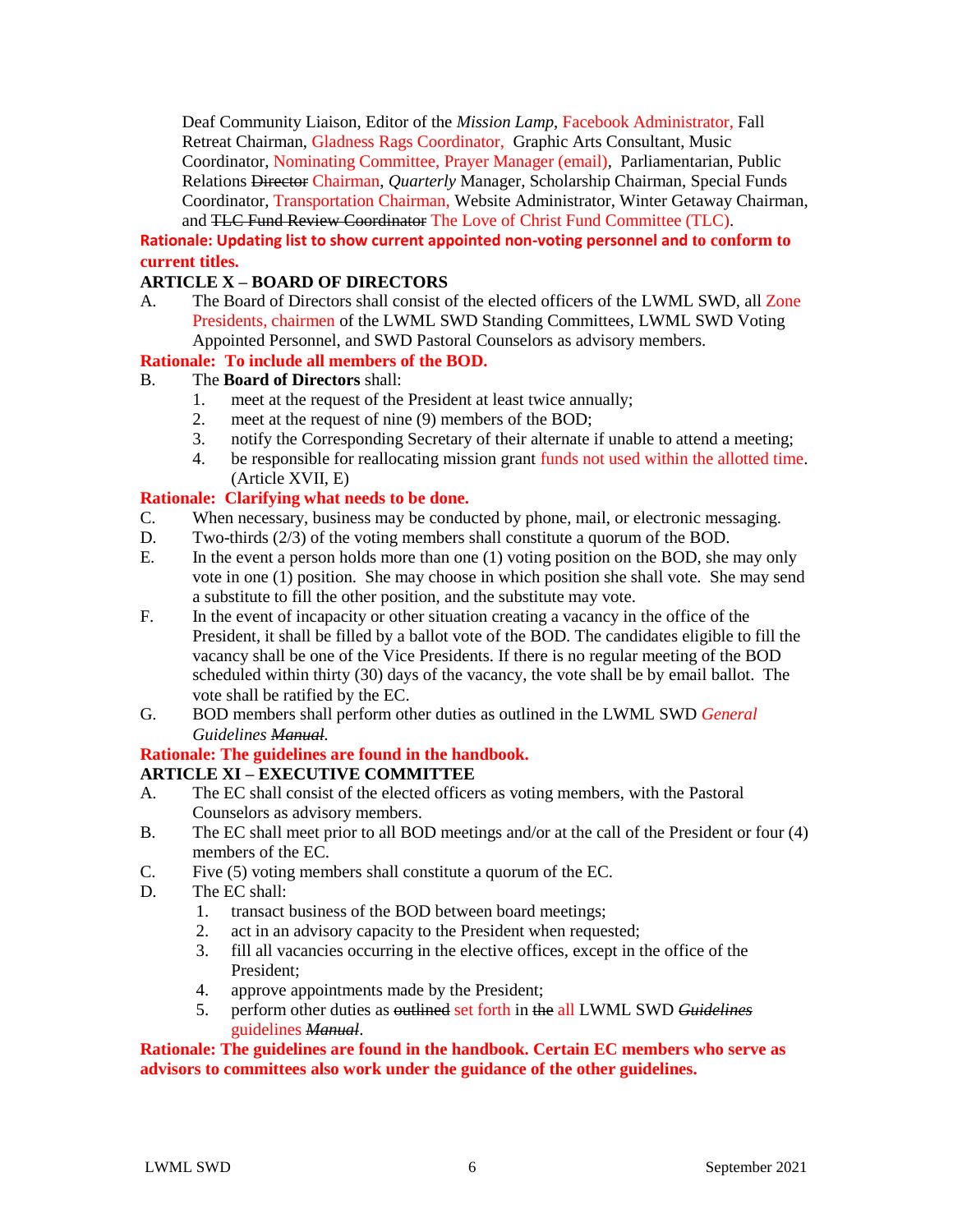Deaf Community Liaison, Editor of the *Mission Lamp*, Facebook Administrator, Fall Retreat Chairman, Gladness Rags Coordinator, Graphic Arts Consultant, Music Coordinator, Nominating Committee, Prayer Manager (email), Parliamentarian, Public Relations ~~Director~~ Chairman, *Quarterly* Manager, Scholarship Chairman, Special Funds Coordinator, Transportation Chairman, Website Administrator, Winter Getaway Chairman, and ~~TLC Fund Review Coordinator~~ The Love of Christ Fund Committee (TLC).

**Rationale: Updating list to show current appointed non-voting personnel and to conform to current titles.**

## ARTICLE X – BOARD OF DIRECTORS

A. The Board of Directors shall consist of the elected officers of the LWML SWD, all Zone Presidents, chairmen of the LWML SWD Standing Committees, LWML SWD Voting Appointed Personnel, and SWD Pastoral Counselors as advisory members.

**Rationale: To include all members of the BOD.**

B. The **Board of Directors** shall:
   1. meet at the request of the President at least twice annually;
   2. meet at the request of nine (9) members of the BOD;
   3. notify the Corresponding Secretary of their alternate if unable to attend a meeting;
   4. be responsible for reallocating mission grant funds not used within the allotted time. (Article XVII, E)

**Rationale: Clarifying what needs to be done.**

C. When necessary, business may be conducted by phone, mail, or electronic messaging.

D. Two-thirds (2/3) of the voting members shall constitute a quorum of the BOD.

E. In the event a person holds more than one (1) voting position on the BOD, she may only vote in one (1) position. She may choose in which position she shall vote. She may send a substitute to fill the other position, and the substitute may vote.

F. In the event of incapacity or other situation creating a vacancy in the office of the President, it shall be filled by a ballot vote of the BOD. The candidates eligible to fill the vacancy shall be one of the Vice Presidents. If there is no regular meeting of the BOD scheduled within thirty (30) days of the vacancy, the vote shall be by email ballot. The vote shall be ratified by the EC.

G. BOD members shall perform other duties as outlined in the LWML SWD *General Guidelines* ~~*Manual*~~.

**Rationale: The guidelines are found in the handbook.**

## ARTICLE XI – EXECUTIVE COMMITTEE

A. The EC shall consist of the elected officers as voting members, with the Pastoral Counselors as advisory members.

B. The EC shall meet prior to all BOD meetings and/or at the call of the President or four (4) members of the EC.

C. Five (5) voting members shall constitute a quorum of the EC.

D. The EC shall:
   1. transact business of the BOD between board meetings;
   2. act in an advisory capacity to the President when requested;
   3. fill all vacancies occurring in the elective offices, except in the office of the President;
   4. approve appointments made by the President;
   5. perform other duties as ~~outlined~~ set forth in ~~the~~ all LWML SWD ~~*Guidelines*~~ guidelines ~~*Manual*~~.

**Rationale: The guidelines are found in the handbook. Certain EC members who serve as advisors to committees also work under the guidance of the other guidelines.**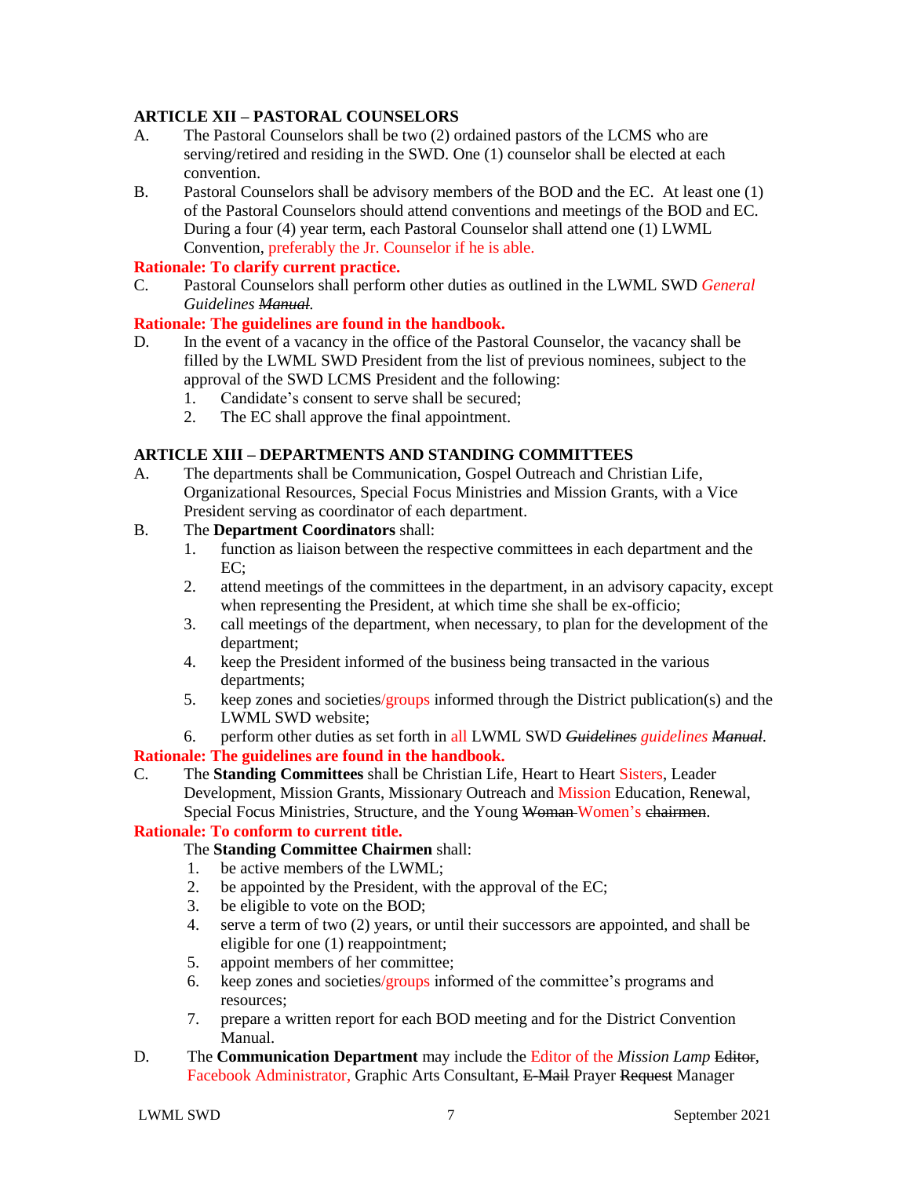### ARTICLE XII – PASTORAL COUNSELORS

A. The Pastoral Counselors shall be two (2) ordained pastors of the LCMS who are serving/retired and residing in the SWD. One (1) counselor shall be elected at each convention.

B. Pastoral Counselors shall be advisory members of the BOD and the EC. At least one (1) of the Pastoral Counselors should attend conventions and meetings of the BOD and EC. During a four (4) year term, each Pastoral Counselor shall attend one (1) LWML Convention, preferably the Jr. Counselor if he is able.

**Rationale: To clarify current practice.**

C. Pastoral Counselors shall perform other duties as outlined in the LWML SWD *General Guidelines* ~~*Manual*~~.

**Rationale: The guidelines are found in the handbook.**

D. In the event of a vacancy in the office of the Pastoral Counselor, the vacancy shall be filled by the LWML SWD President from the list of previous nominees, subject to the approval of the SWD LCMS President and the following:
   1. Candidate's consent to serve shall be secured;
   2. The EC shall approve the final appointment.

### ARTICLE XIII – DEPARTMENTS AND STANDING COMMITTEES

A. The departments shall be Communication, Gospel Outreach and Christian Life, Organizational Resources, Special Focus Ministries and Mission Grants, with a Vice President serving as coordinator of each department.

B. The **Department Coordinators** shall:
   1. function as liaison between the respective committees in each department and the EC;
   2. attend meetings of the committees in the department, in an advisory capacity, except when representing the President, at which time she shall be ex-officio;
   3. call meetings of the department, when necessary, to plan for the development of the department;
   4. keep the President informed of the business being transacted in the various departments;
   5. keep zones and societies/groups informed through the District publication(s) and the LWML SWD website;
   6. perform other duties as set forth in all LWML SWD ~~*Guidelines*~~ *guidelines* ~~*Manual*~~.

**Rationale: The guidelines are found in the handbook.**

C. The **Standing Committees** shall be Christian Life, Heart to Heart Sisters, Leader Development, Mission Grants, Missionary Outreach and Mission Education, Renewal, Special Focus Ministries, Structure, and the Young ~~Woman~~ Women's ~~chairmen~~.

**Rationale: To conform to current title.**

The **Standing Committee Chairmen** shall:
   1. be active members of the LWML;
   2. be appointed by the President, with the approval of the EC;
   3. be eligible to vote on the BOD;
   4. serve a term of two (2) years, or until their successors are appointed, and shall be eligible for one (1) reappointment;
   5. appoint members of her committee;
   6. keep zones and societies/groups informed of the committee's programs and resources;
   7. prepare a written report for each BOD meeting and for the District Convention Manual.

D. The **Communication Department** may include the Editor of the *Mission Lamp* ~~Editor~~, Facebook Administrator, Graphic Arts Consultant, ~~E-Mail~~ Prayer ~~Request~~ Manager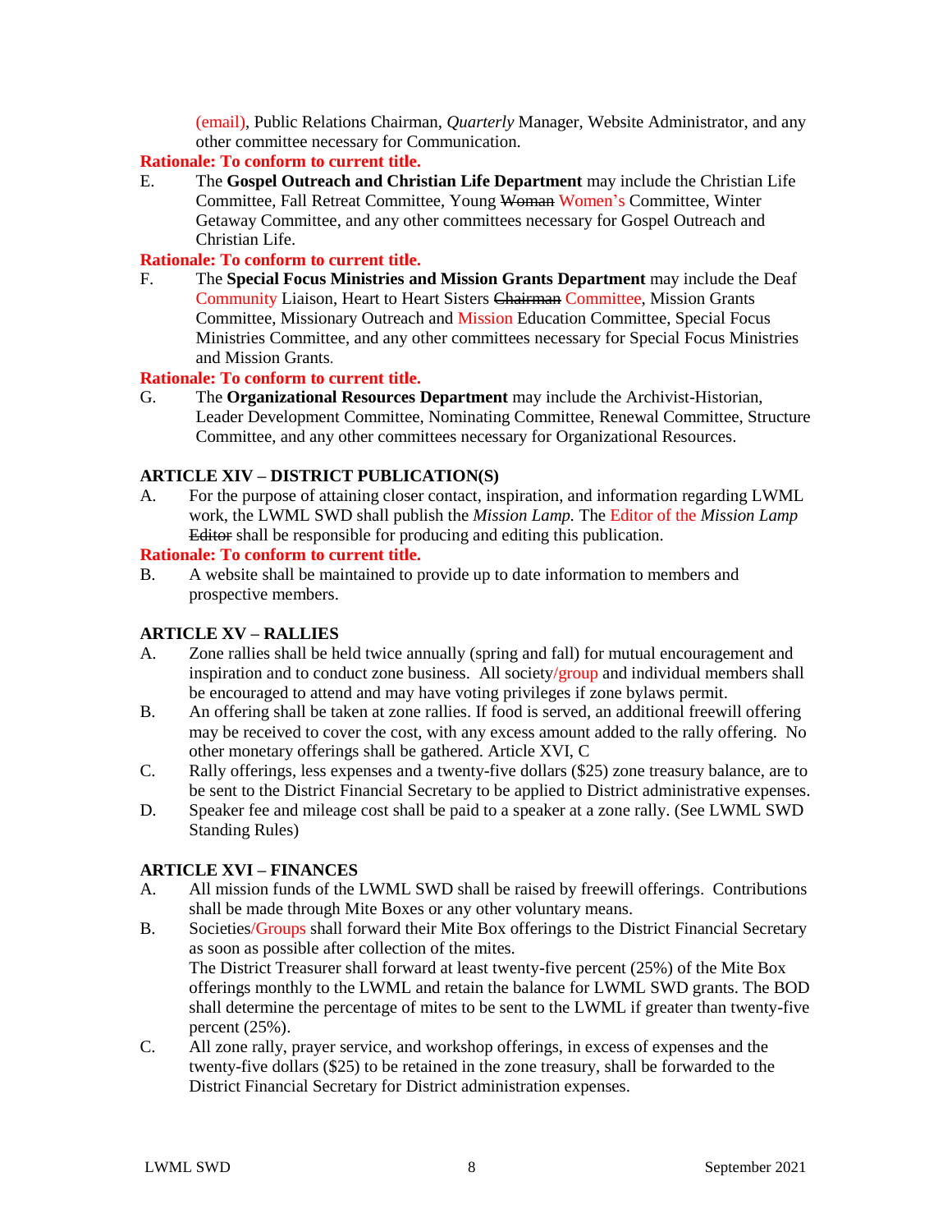(email), Public Relations Chairman, *Quarterly* Manager, Website Administrator, and any other committee necessary for Communication.

**Rationale: To conform to current title.**

E. The **Gospel Outreach and Christian Life Department** may include the Christian Life Committee, Fall Retreat Committee, Young ~~Woman~~ Women's Committee, Winter Getaway Committee, and any other committees necessary for Gospel Outreach and Christian Life.

**Rationale: To conform to current title.**

F. The **Special Focus Ministries and Mission Grants Department** may include the Deaf Community Liaison, Heart to Heart Sisters ~~Chairman~~ Committee, Mission Grants Committee, Missionary Outreach and Mission Education Committee, Special Focus Ministries Committee, and any other committees necessary for Special Focus Ministries and Mission Grants.

**Rationale: To conform to current title.**

G. The **Organizational Resources Department** may include the Archivist-Historian, Leader Development Committee, Nominating Committee, Renewal Committee, Structure Committee, and any other committees necessary for Organizational Resources.

## ARTICLE XIV – DISTRICT PUBLICATION(S)

A. For the purpose of attaining closer contact, inspiration, and information regarding LWML work, the LWML SWD shall publish the *Mission Lamp.* The Editor of the *Mission Lamp* ~~Editor~~ shall be responsible for producing and editing this publication.

**Rationale: To conform to current title.**

B. A website shall be maintained to provide up to date information to members and prospective members.

## ARTICLE XV – RALLIES

A. Zone rallies shall be held twice annually (spring and fall) for mutual encouragement and inspiration and to conduct zone business. All society/group and individual members shall be encouraged to attend and may have voting privileges if zone bylaws permit.

B. An offering shall be taken at zone rallies. If food is served, an additional freewill offering may be received to cover the cost, with any excess amount added to the rally offering. No other monetary offerings shall be gathered. Article XVI, C

C. Rally offerings, less expenses and a twenty-five dollars ($25) zone treasury balance, are to be sent to the District Financial Secretary to be applied to District administrative expenses.

D. Speaker fee and mileage cost shall be paid to a speaker at a zone rally. (See LWML SWD Standing Rules)

## ARTICLE XVI – FINANCES

A. All mission funds of the LWML SWD shall be raised by freewill offerings. Contributions shall be made through Mite Boxes or any other voluntary means.

B. Societies/Groups shall forward their Mite Box offerings to the District Financial Secretary as soon as possible after collection of the mites.
The District Treasurer shall forward at least twenty-five percent (25%) of the Mite Box offerings monthly to the LWML and retain the balance for LWML SWD grants. The BOD shall determine the percentage of mites to be sent to the LWML if greater than twenty-five percent (25%).

C. All zone rally, prayer service, and workshop offerings, in excess of expenses and the twenty-five dollars ($25) to be retained in the zone treasury, shall be forwarded to the District Financial Secretary for District administration expenses.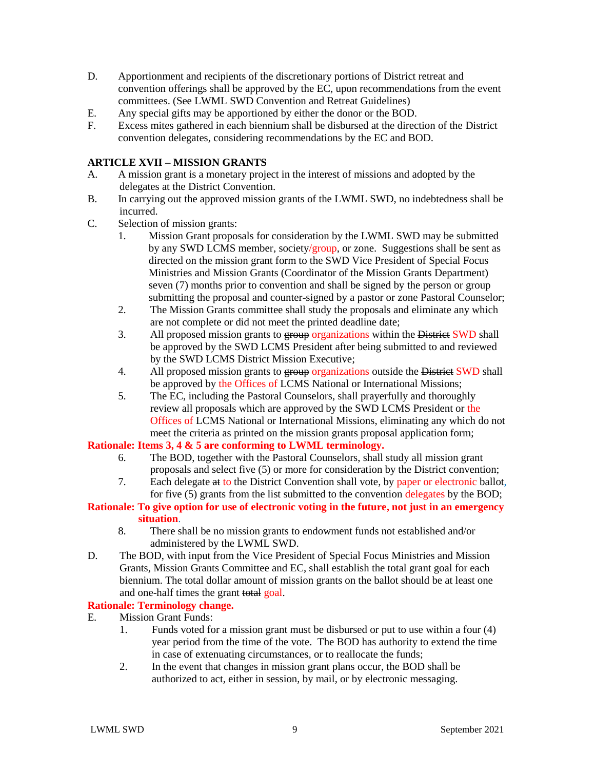D. Apportionment and recipients of the discretionary portions of District retreat and convention offerings shall be approved by the EC, upon recommendations from the event committees. (See LWML SWD Convention and Retreat Guidelines)

E. Any special gifts may be apportioned by either the donor or the BOD.

F. Excess mites gathered in each biennium shall be disbursed at the direction of the District convention delegates, considering recommendations by the EC and BOD.

## ARTICLE XVII – MISSION GRANTS

A. A mission grant is a monetary project in the interest of missions and adopted by the delegates at the District Convention.

B. In carrying out the approved mission grants of the LWML SWD, no indebtedness shall be incurred.

C. Selection of mission grants:

1. Mission Grant proposals for consideration by the LWML SWD may be submitted by any SWD LCMS member, society/group, or zone. Suggestions shall be sent as directed on the mission grant form to the SWD Vice President of Special Focus Ministries and Mission Grants (Coordinator of the Mission Grants Department) seven (7) months prior to convention and shall be signed by the person or group submitting the proposal and counter-signed by a pastor or zone Pastoral Counselor;
2. The Mission Grants committee shall study the proposals and eliminate any which are not complete or did not meet the printed deadline date;
3. All proposed mission grants to ~~group~~ organizations within the ~~District~~ SWD shall be approved by the SWD LCMS President after being submitted to and reviewed by the SWD LCMS District Mission Executive;
4. All proposed mission grants to ~~group~~ organizations outside the ~~District~~ SWD shall be approved by the Offices of LCMS National or International Missions;
5. The EC, including the Pastoral Counselors, shall prayerfully and thoroughly review all proposals which are approved by the SWD LCMS President or the Offices of LCMS National or International Missions, eliminating any which do not meet the criteria as printed on the mission grants proposal application form;

**Rationale: Items 3, 4 & 5 are conforming to LWML terminology.**

6. The BOD, together with the Pastoral Counselors, shall study all mission grant proposals and select five (5) or more for consideration by the District convention;
7. Each delegate ~~at~~ to the District Convention shall vote, by paper or electronic ballot, for five (5) grants from the list submitted to the convention delegates by the BOD;

**Rationale: To give option for use of electronic voting in the future, not just in an emergency situation.**

8. There shall be no mission grants to endowment funds not established and/or administered by the LWML SWD.

D. The BOD, with input from the Vice President of Special Focus Ministries and Mission Grants, Mission Grants Committee and EC, shall establish the total grant goal for each biennium. The total dollar amount of mission grants on the ballot should be at least one and one-half times the grant ~~total~~ goal.

**Rationale: Terminology change.**

E. Mission Grant Funds:

1. Funds voted for a mission grant must be disbursed or put to use within a four (4) year period from the time of the vote. The BOD has authority to extend the time in case of extenuating circumstances, or to reallocate the funds;
2. In the event that changes in mission grant plans occur, the BOD shall be authorized to act, either in session, by mail, or by electronic messaging.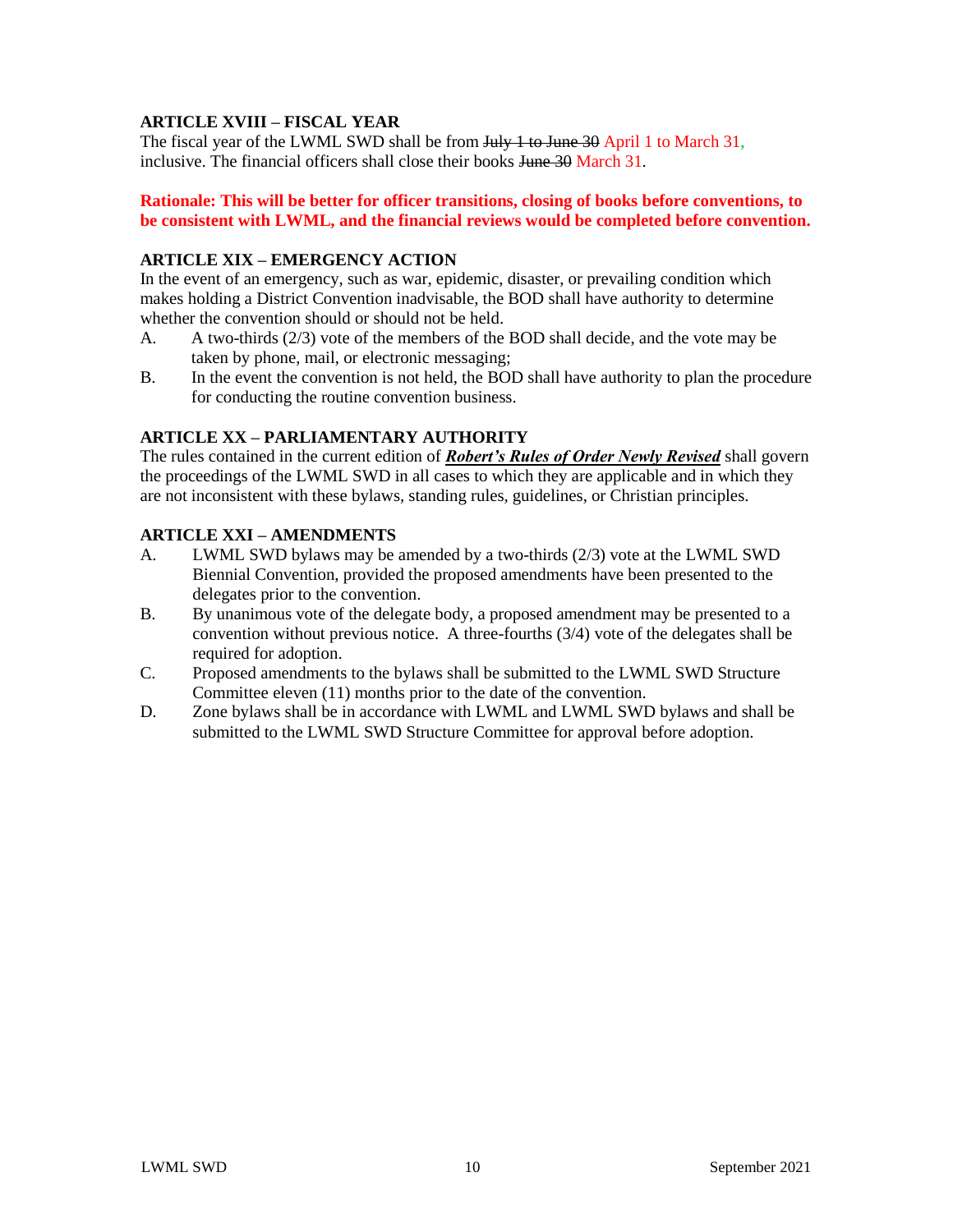### ARTICLE XVIII – FISCAL YEAR

The fiscal year of the LWML SWD shall be from ~~July 1 to June 30~~ April 1 to March 31, inclusive. The financial officers shall close their books ~~June 30~~ March 31.

**Rationale: This will be better for officer transitions, closing of books before conventions, to be consistent with LWML, and the financial reviews would be completed before convention.**

### ARTICLE XIX – EMERGENCY ACTION

In the event of an emergency, such as war, epidemic, disaster, or prevailing condition which makes holding a District Convention inadvisable, the BOD shall have authority to determine whether the convention should or should not be held.

A. A two-thirds (2/3) vote of the members of the BOD shall decide, and the vote may be taken by phone, mail, or electronic messaging;

B. In the event the convention is not held, the BOD shall have authority to plan the procedure for conducting the routine convention business.

### ARTICLE XX – PARLIAMENTARY AUTHORITY

The rules contained in the current edition of ***Robert's Rules of Order Newly Revised*** shall govern the proceedings of the LWML SWD in all cases to which they are applicable and in which they are not inconsistent with these bylaws, standing rules, guidelines, or Christian principles.

### ARTICLE XXI – AMENDMENTS

A. LWML SWD bylaws may be amended by a two-thirds (2/3) vote at the LWML SWD Biennial Convention, provided the proposed amendments have been presented to the delegates prior to the convention.

B. By unanimous vote of the delegate body, a proposed amendment may be presented to a convention without previous notice. A three-fourths (3/4) vote of the delegates shall be required for adoption.

C. Proposed amendments to the bylaws shall be submitted to the LWML SWD Structure Committee eleven (11) months prior to the date of the convention.

D. Zone bylaws shall be in accordance with LWML and LWML SWD bylaws and shall be submitted to the LWML SWD Structure Committee for approval before adoption.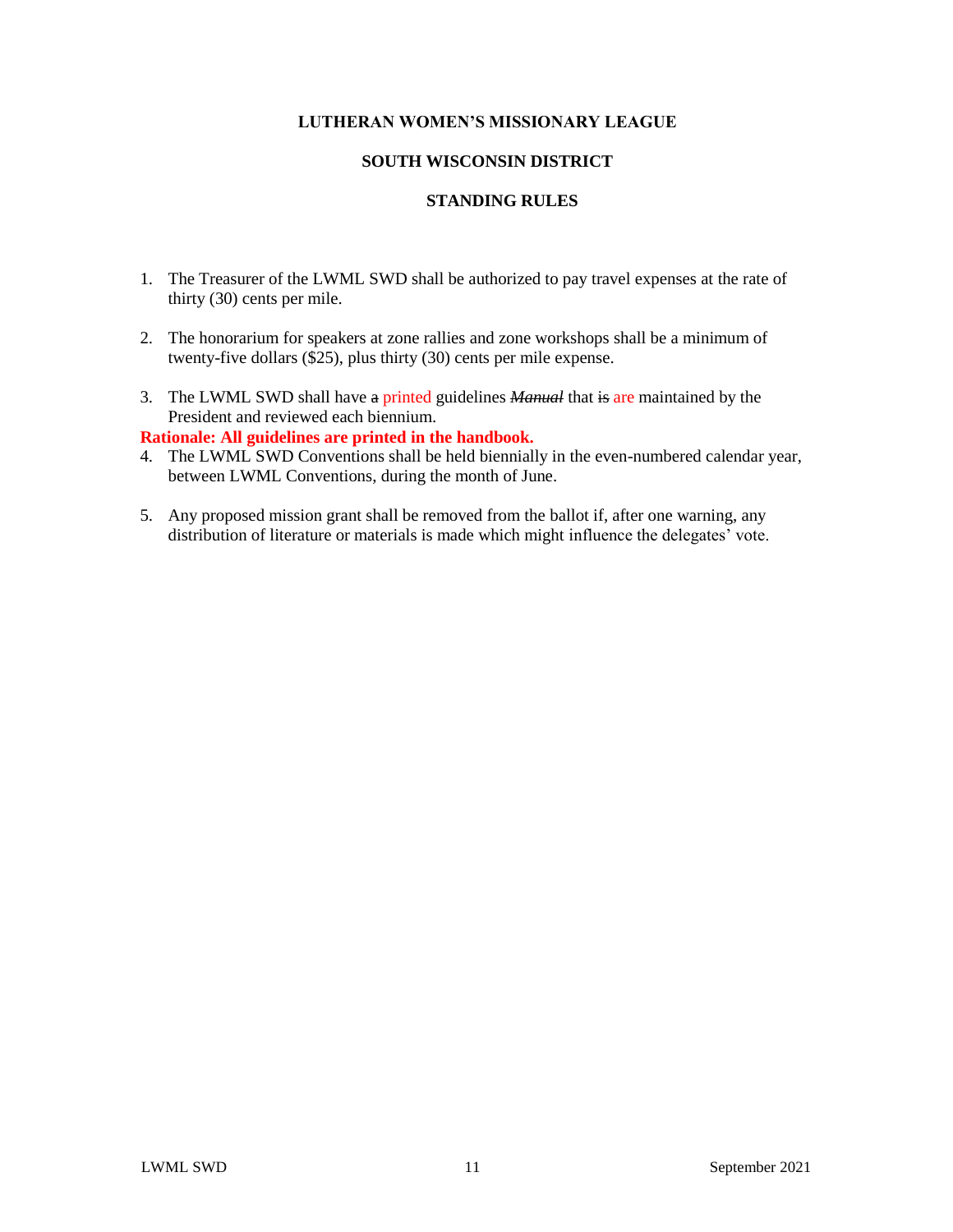**LUTHERAN WOMEN'S MISSIONARY LEAGUE**

**SOUTH WISCONSIN DISTRICT**

**STANDING RULES**

1. The Treasurer of the LWML SWD shall be authorized to pay travel expenses at the rate of thirty (30) cents per mile.

2. The honorarium for speakers at zone rallies and zone workshops shall be a minimum of twenty-five dollars ($25), plus thirty (30) cents per mile expense.

3. The LWML SWD shall have ~~a~~ printed guidelines ~~*Manual*~~ that ~~is~~ are maintained by the President and reviewed each biennium.

**Rationale: All guidelines are printed in the handbook.**

4. The LWML SWD Conventions shall be held biennially in the even-numbered calendar year, between LWML Conventions, during the month of June.

5. Any proposed mission grant shall be removed from the ballot if, after one warning, any distribution of literature or materials is made which might influence the delegates' vote.